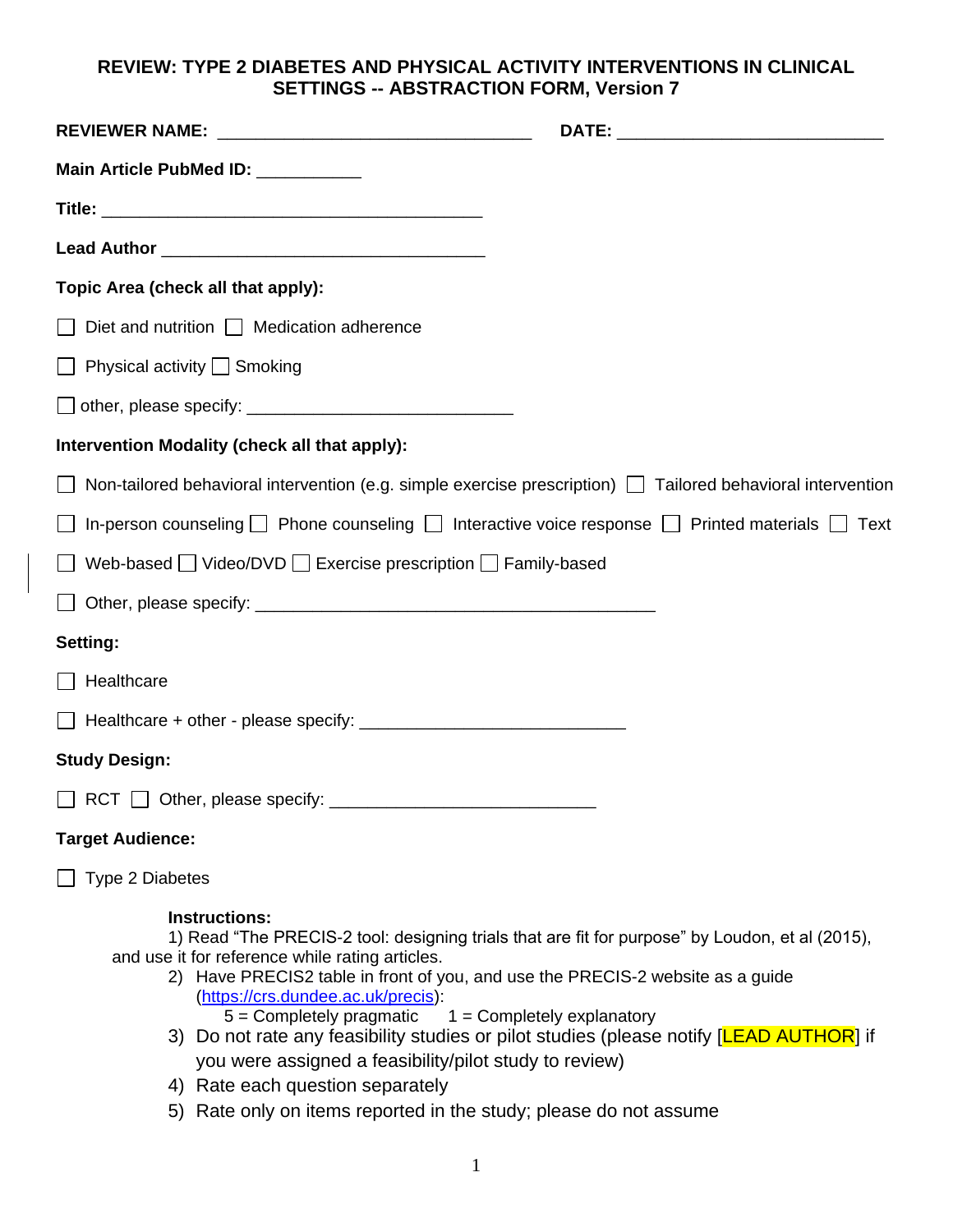# REVIEW: TYPE 2 DIABETES AND PHYSICAL ACTIVITY INTERVENTIONS IN CLINICAL SETTINGS -- ABSTRACTION FORM, Version 7

**REVIEWER NAME:** ________________________________ **DATE:** ___________________________

**Main Article PubMed ID:** __________

**Title:** ________________________________________

**Lead Author** _________________________________

**Topic Area (check all that apply):**

☐ Diet and nutrition ☐ Medication adherence

☐ Physical activity ☐ Smoking

☐ other, please specify: ___________________________

**Intervention Modality (check all that apply):**

☐ Non-tailored behavioral intervention (e.g. simple exercise prescription) ☐ Tailored behavioral intervention

☐ In-person counseling ☐ Phone counseling ☐ Interactive voice response ☐ Printed materials ☐ Text

☐ Web-based ☐ Video/DVD ☐ Exercise prescription ☐ Family-based

☐ Other, please specify: __________________________________________

**Setting:**

☐ Healthcare

☐ Healthcare + other - please specify: ___________________________

**Study Design:**

☐ RCT ☐ Other, please specify: ___________________________

**Target Audience:**

☐ Type 2 Diabetes

**Instructions:**

1) Read "The PRECIS-2 tool: designing trials that are fit for purpose" by Loudon, et al (2015), and use it for reference while rating articles.
2) Have PRECIS2 table in front of you, and use the PRECIS-2 website as a guide (https://crs.dundee.ac.uk/precis):
   5 = Completely pragmatic    1 = Completely explanatory
3) Do not rate any feasibility studies or pilot studies (please notify [LEAD AUTHOR] if you were assigned a feasibility/pilot study to review)
4) Rate each question separately
5) Rate only on items reported in the study; please do not assume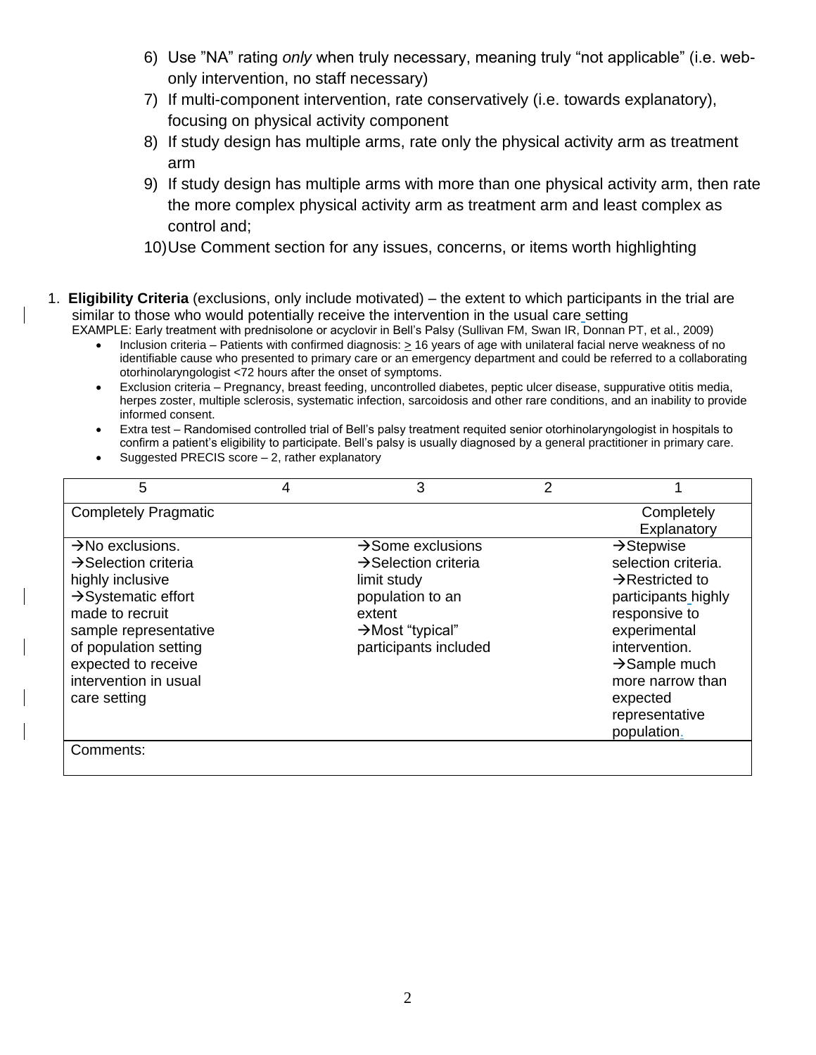6) Use "NA" rating *only* when truly necessary, meaning truly "not applicable" (i.e. web-only intervention, no staff necessary)
7) If multi-component intervention, rate conservatively (i.e. towards explanatory), focusing on physical activity component
8) If study design has multiple arms, rate only the physical activity arm as treatment arm
9) If study design has multiple arms with more than one physical activity arm, then rate the more complex physical activity arm as treatment arm and least complex as control and;
10) Use Comment section for any issues, concerns, or items worth highlighting

1. **Eligibility Criteria** (exclusions, only include motivated) – the extent to which participants in the trial are similar to those who would potentially receive the intervention in the usual care setting

EXAMPLE: Early treatment with prednisolone or acyclovir in Bell's Palsy (Sullivan FM, Swan IR, Donnan PT, et al., 2009)

- Inclusion criteria – Patients with confirmed diagnosis: ≥ 16 years of age with unilateral facial nerve weakness of no identifiable cause who presented to primary care or an emergency department and could be referred to a collaborating otorhinolaryngologist <72 hours after the onset of symptoms.
- Exclusion criteria – Pregnancy, breast feeding, uncontrolled diabetes, peptic ulcer disease, suppurative otitis media, herpes zoster, multiple sclerosis, systematic infection, sarcoidosis and other rare conditions, and an inability to provide informed consent.
- Extra test – Randomised controlled trial of Bell's palsy treatment requited senior otorhinolaryngologist in hospitals to confirm a patient's eligibility to participate. Bell's palsy is usually diagnosed by a general practitioner in primary care.
- Suggested PRECIS score – 2, rather explanatory

| 5 | 4 | 3 | 2 | 1 |
|---|---|---|---|---|
| Completely Pragmatic | | | | Completely Explanatory |
| →No exclusions. →Selection criteria highly inclusive →Systematic effort made to recruit sample representative of population setting expected to receive intervention in usual care setting | | →Some exclusions →Selection criteria limit study population to an extent →Most "typical" participants included | | →Stepwise selection criteria. →Restricted to participants highly responsive to experimental intervention. →Sample much more narrow than expected representative population. |
| Comments: | | | | |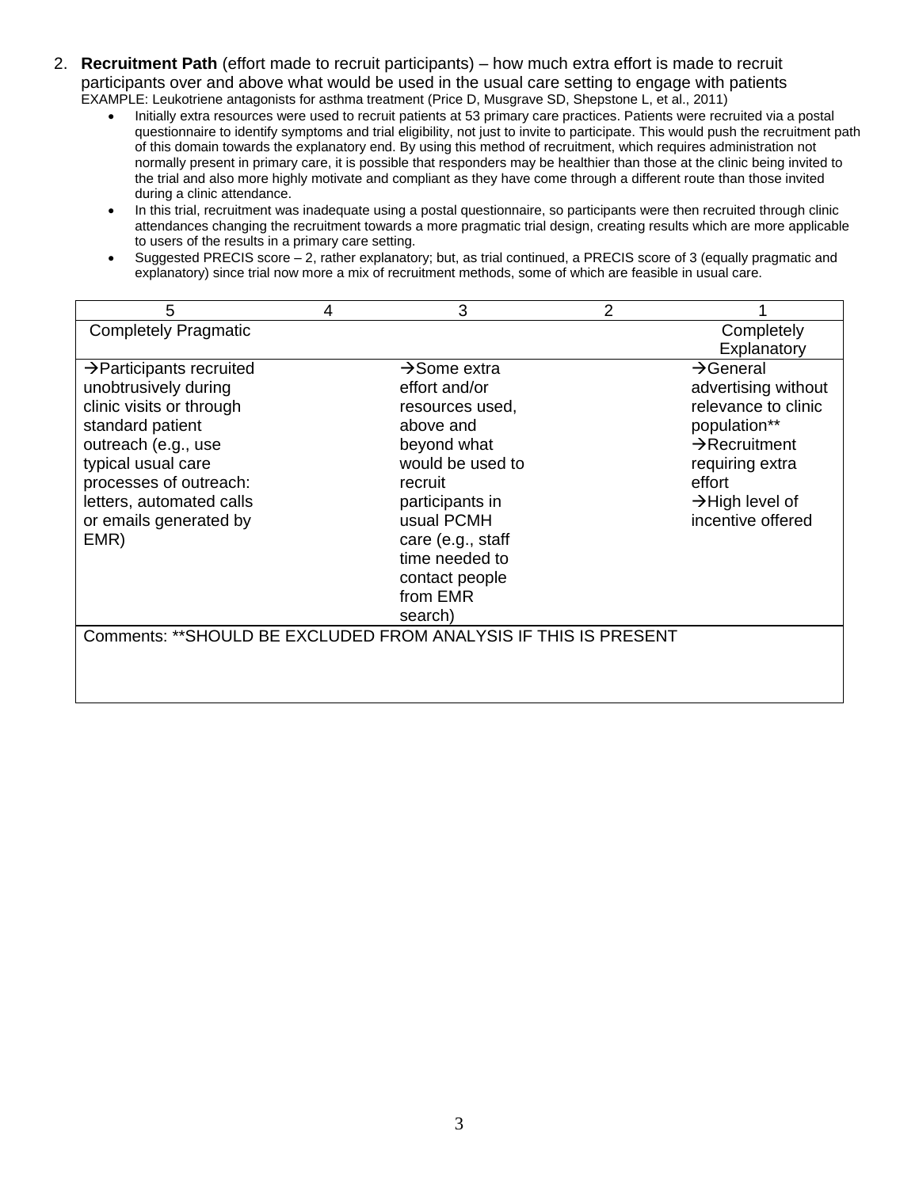2. **Recruitment Path** (effort made to recruit participants) – how much extra effort is made to recruit participants over and above what would be used in the usual care setting to engage with patients
   EXAMPLE: Leukotriene antagonists for asthma treatment (Price D, Musgrave SD, Shepstone L, et al., 2011)
   - Initially extra resources were used to recruit patients at 53 primary care practices. Patients were recruited via a postal questionnaire to identify symptoms and trial eligibility, not just to invite to participate. This would push the recruitment path of this domain towards the explanatory end. By using this method of recruitment, which requires administration not normally present in primary care, it is possible that responders may be healthier than those at the clinic being invited to the trial and also more highly motivate and compliant as they have come through a different route than those invited during a clinic attendance.
   - In this trial, recruitment was inadequate using a postal questionnaire, so participants were then recruited through clinic attendances changing the recruitment towards a more pragmatic trial design, creating results which are more applicable to users of the results in a primary care setting.
   - Suggested PRECIS score – 2, rather explanatory; but, as trial continued, a PRECIS score of 3 (equally pragmatic and explanatory) since trial now more a mix of recruitment methods, some of which are feasible in usual care.

| 5 | 4 | 3 | 2 | 1 |
|---|---|---|---|---|
| Completely Pragmatic | | | | Completely Explanatory |
| →Participants recruited unobtrusively during clinic visits or through standard patient outreach (e.g., use typical usual care processes of outreach: letters, automated calls or emails generated by EMR) | | →Some extra effort and/or resources used, above and beyond what would be used to recruit participants in usual PCMH care (e.g., staff time needed to contact people from EMR search) | | →General advertising without relevance to clinic population** →Recruitment requiring extra effort →High level of incentive offered |
| Comments: **SHOULD BE EXCLUDED FROM ANALYSIS IF THIS IS PRESENT | | | | |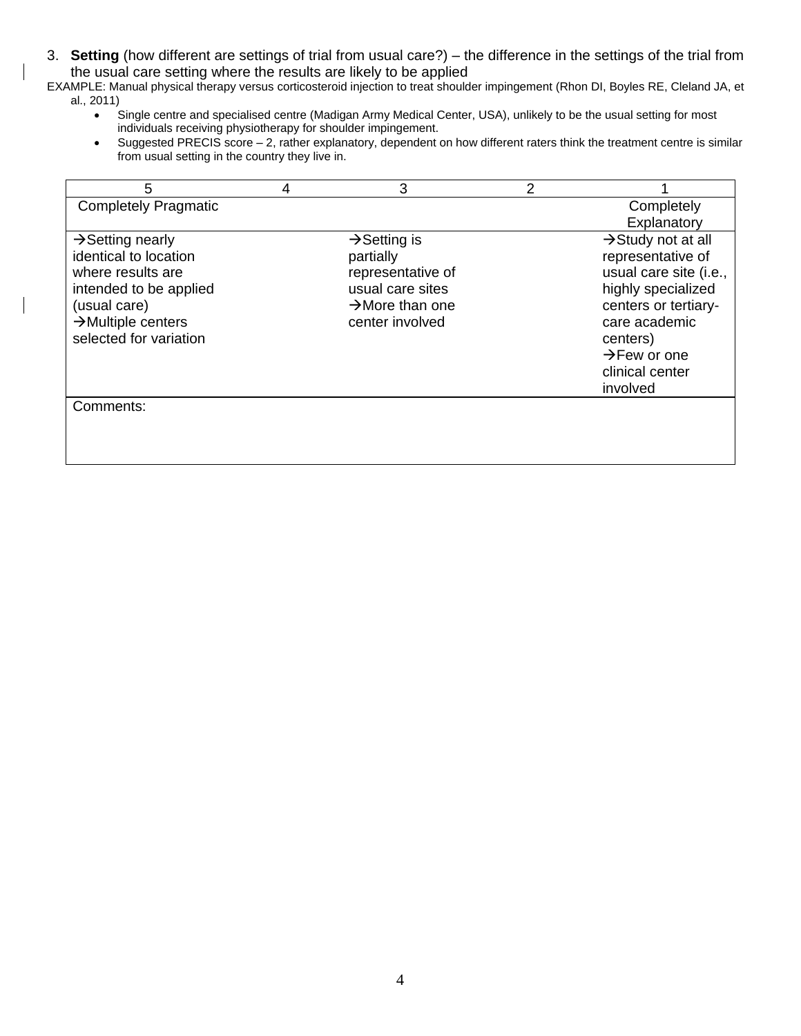3. **Setting** (how different are settings of trial from usual care?) – the difference in the settings of the trial from the usual care setting where the results are likely to be applied

EXAMPLE: Manual physical therapy versus corticosteroid injection to treat shoulder impingement (Rhon DI, Boyles RE, Cleland JA, et al., 2011)

- Single centre and specialised centre (Madigan Army Medical Center, USA), unlikely to be the usual setting for most individuals receiving physiotherapy for shoulder impingement.
- Suggested PRECIS score – 2, rather explanatory, dependent on how different raters think the treatment centre is similar from usual setting in the country they live in.

| 5 | 4 | 3 | 2 | 1 |
|---|---|---|---|---|
| Completely Pragmatic | | | | Completely Explanatory |
| →Setting nearly identical to location where results are intended to be applied (usual care)<br>→Multiple centers selected for variation | | →Setting is partially representative of usual care sites<br>→More than one center involved | | →Study not at all representative of usual care site (i.e., highly specialized centers or tertiary-care academic centers)<br>→Few or one clinical center involved |
| Comments: | | | | |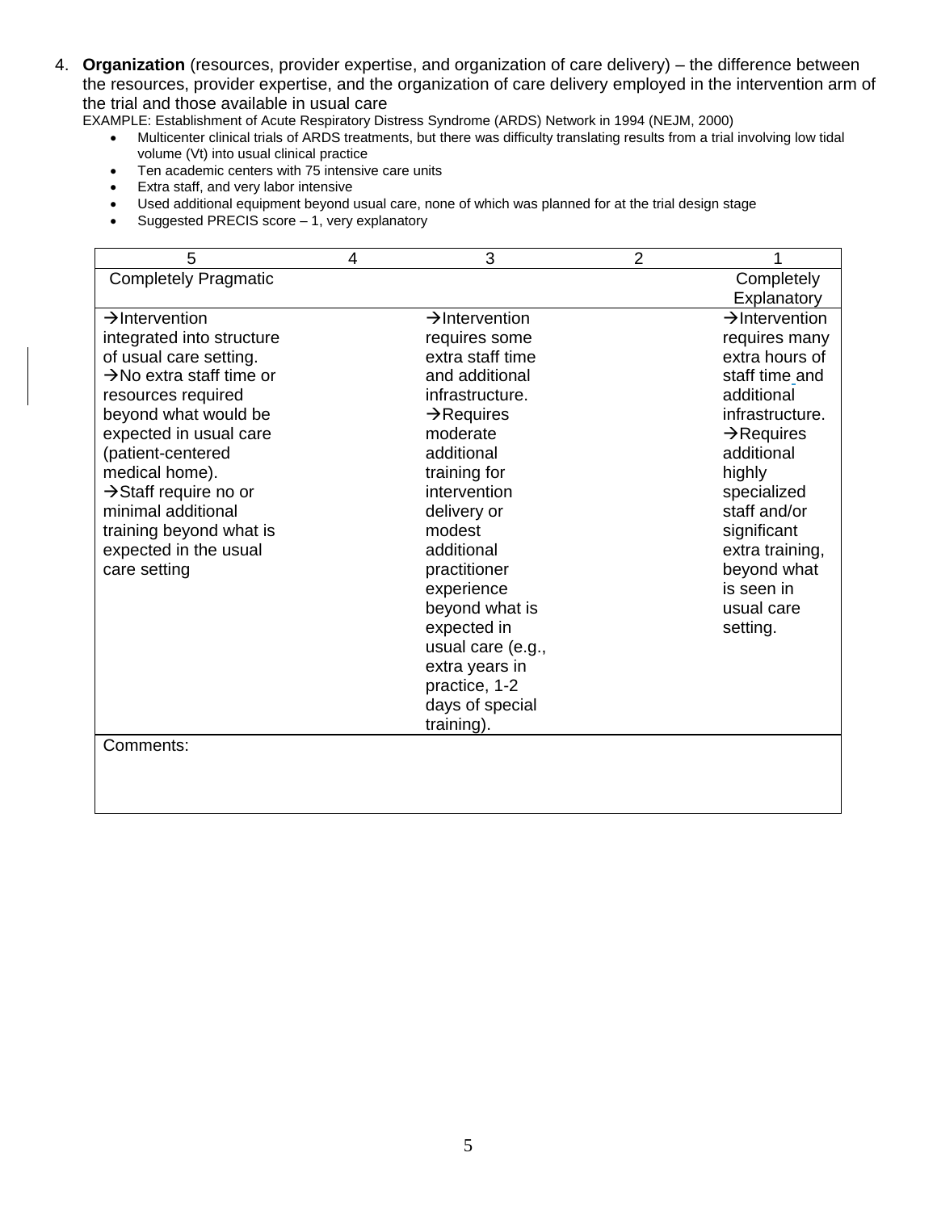4. **Organization** (resources, provider expertise, and organization of care delivery) – the difference between the resources, provider expertise, and the organization of care delivery employed in the intervention arm of the trial and those available in usual care

EXAMPLE: Establishment of Acute Respiratory Distress Syndrome (ARDS) Network in 1994 (NEJM, 2000)

- Multicenter clinical trials of ARDS treatments, but there was difficulty translating results from a trial involving low tidal volume (Vt) into usual clinical practice
- Ten academic centers with 75 intensive care units
- Extra staff, and very labor intensive
- Used additional equipment beyond usual care, none of which was planned for at the trial design stage
- Suggested PRECIS score – 1, very explanatory

| 5 | 4 | 3 | 2 | 1 |
|---|---|---|---|---|
| Completely Pragmatic | | | | Completely Explanatory |
| →Intervention integrated into structure of usual care setting.<br>→No extra staff time or resources required beyond what would be expected in usual care (patient-centered medical home).<br>→Staff require no or minimal additional training beyond what is expected in the usual care setting | | →Intervention requires some extra staff time and additional infrastructure.<br>→Requires moderate additional training for intervention delivery or modest additional practitioner experience beyond what is expected in usual care (e.g., extra years in practice, 1-2 days of special training). | | →Intervention requires many extra hours of staff time and additional infrastructure.<br>→Requires additional highly specialized staff and/or significant extra training, beyond what is seen in usual care setting. |
| Comments: | | | | |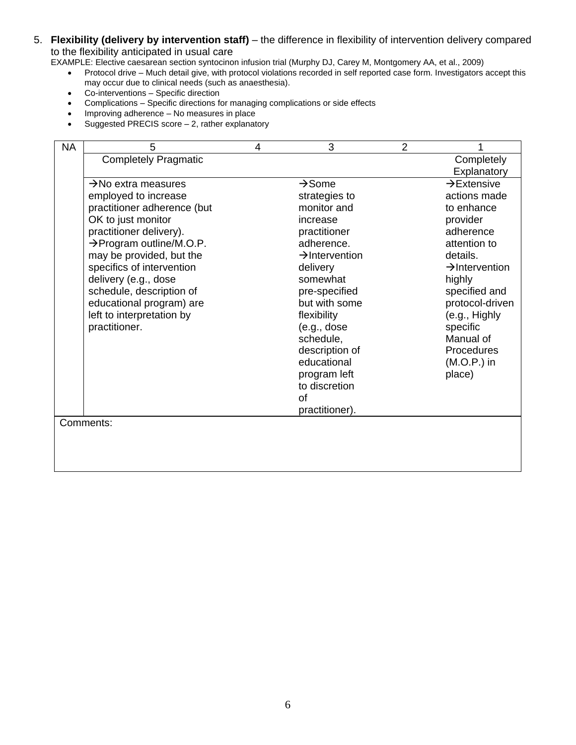5. **Flexibility (delivery by intervention staff)** – the difference in flexibility of intervention delivery compared to the flexibility anticipated in usual care

EXAMPLE: Elective caesarean section syntocinon infusion trial (Murphy DJ, Carey M, Montgomery AA, et al., 2009)

- Protocol drive – Much detail give, with protocol violations recorded in self reported case form. Investigators accept this may occur due to clinical needs (such as anaesthesia).
- Co-interventions – Specific direction
- Complications – Specific directions for managing complications or side effects
- Improving adherence – No measures in place
- Suggested PRECIS score – 2, rather explanatory

| NA | 5 | 4 | 3 | 2 | 1 |
|---|---|---|---|---|---|
| | Completely Pragmatic | | | | Completely Explanatory |
| | →No extra measures employed to increase practitioner adherence (but OK to just monitor practitioner delivery). →Program outline/M.O.P. may be provided, but the specifics of intervention delivery (e.g., dose schedule, description of educational program) are left to interpretation by practitioner. | | →Some strategies to monitor and increase practitioner adherence. →Intervention delivery somewhat pre-specified but with some flexibility (e.g., dose schedule, description of educational program left to discretion of practitioner). | | →Extensive actions made to enhance provider adherence attention to details. →Intervention highly specified and protocol-driven (e.g., Highly specific Manual of Procedures (M.O.P.) in place) |
| Comments: | | | | | |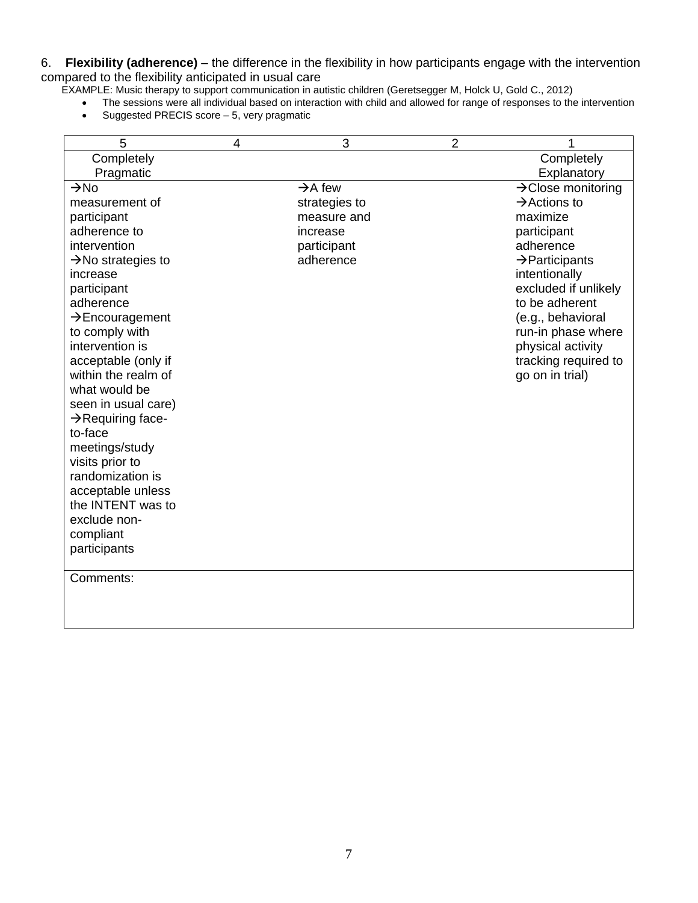6. **Flexibility (adherence)** – the difference in the flexibility in how participants engage with the intervention compared to the flexibility anticipated in usual care

EXAMPLE: Music therapy to support communication in autistic children (Geretsegger M, Holck U, Gold C., 2012)

- The sessions were all individual based on interaction with child and allowed for range of responses to the intervention
- Suggested PRECIS score – 5, very pragmatic

| 5 | 4 | 3 | 2 | 1 |
|---|---|---|---|---|
| Completely Pragmatic | | | | Completely Explanatory |
| →No measurement of participant adherence to intervention<br>→No strategies to increase participant adherence<br>→Encouragement to comply with intervention is acceptable (only if within the realm of what would be seen in usual care)<br>→Requiring face-to-face meetings/study visits prior to randomization is acceptable unless the INTENT was to exclude non-compliant participants | | →A few strategies to measure and increase participant adherence | | →Close monitoring<br>→Actions to maximize participant adherence<br>→Participants intentionally excluded if unlikely to be adherent (e.g., behavioral run-in phase where physical activity tracking required to go on in trial) |
| Comments: | | | | |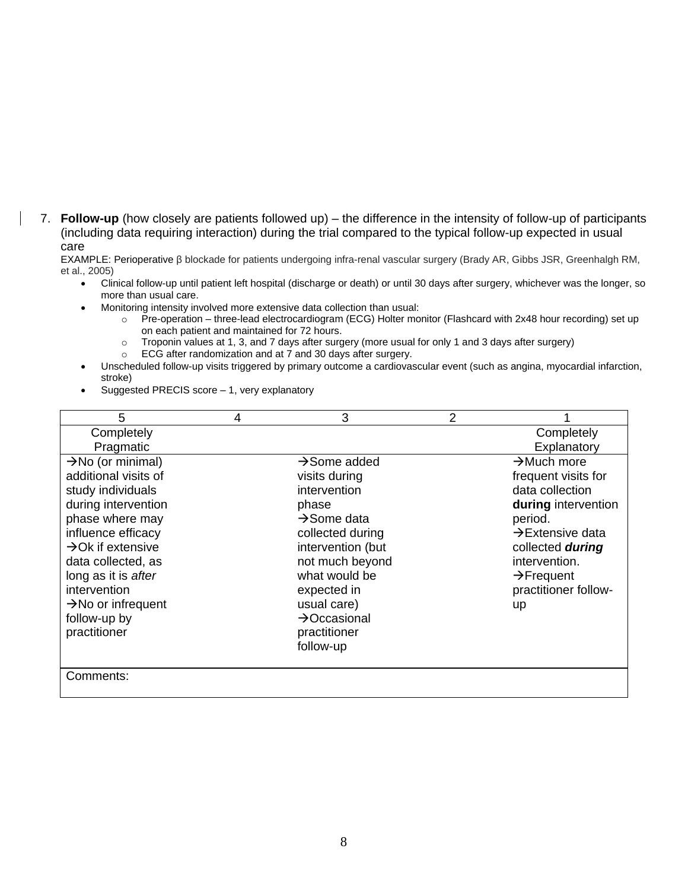7. **Follow-up** (how closely are patients followed up) – the difference in the intensity of follow-up of participants (including data requiring interaction) during the trial compared to the typical follow-up expected in usual care

EXAMPLE: Perioperative β blockade for patients undergoing infra-renal vascular surgery (Brady AR, Gibbs JSR, Greenhalgh RM, et al., 2005)

- Clinical follow-up until patient left hospital (discharge or death) or until 30 days after surgery, whichever was the longer, so more than usual care.
- Monitoring intensity involved more extensive data collection than usual:
  - Pre-operation – three-lead electrocardiogram (ECG) Holter monitor (Flashcard with 2x48 hour recording) set up on each patient and maintained for 72 hours.
  - Troponin values at 1, 3, and 7 days after surgery (more usual for only 1 and 3 days after surgery)
  - ECG after randomization and at 7 and 30 days after surgery.
- Unscheduled follow-up visits triggered by primary outcome a cardiovascular event (such as angina, myocardial infarction, stroke)
- Suggested PRECIS score – 1, very explanatory

| 5 | 4 | 3 | 2 | 1 |
|---|---|---|---|---|
| Completely Pragmatic | | | | Completely Explanatory |
| →No (or minimal) additional visits of study individuals during intervention phase where may influence efficacy<br>→Ok if extensive data collected, as long as it is *after* intervention<br>→No or infrequent follow-up by practitioner | | →Some added visits during intervention phase<br>→Some data collected during intervention (but not much beyond what would be expected in usual care)<br>→Occasional practitioner follow-up | | →Much more frequent visits for data collection **during** intervention period.<br>→Extensive data collected ***during*** intervention.<br>→Frequent practitioner follow-up |
| Comments: | | | | |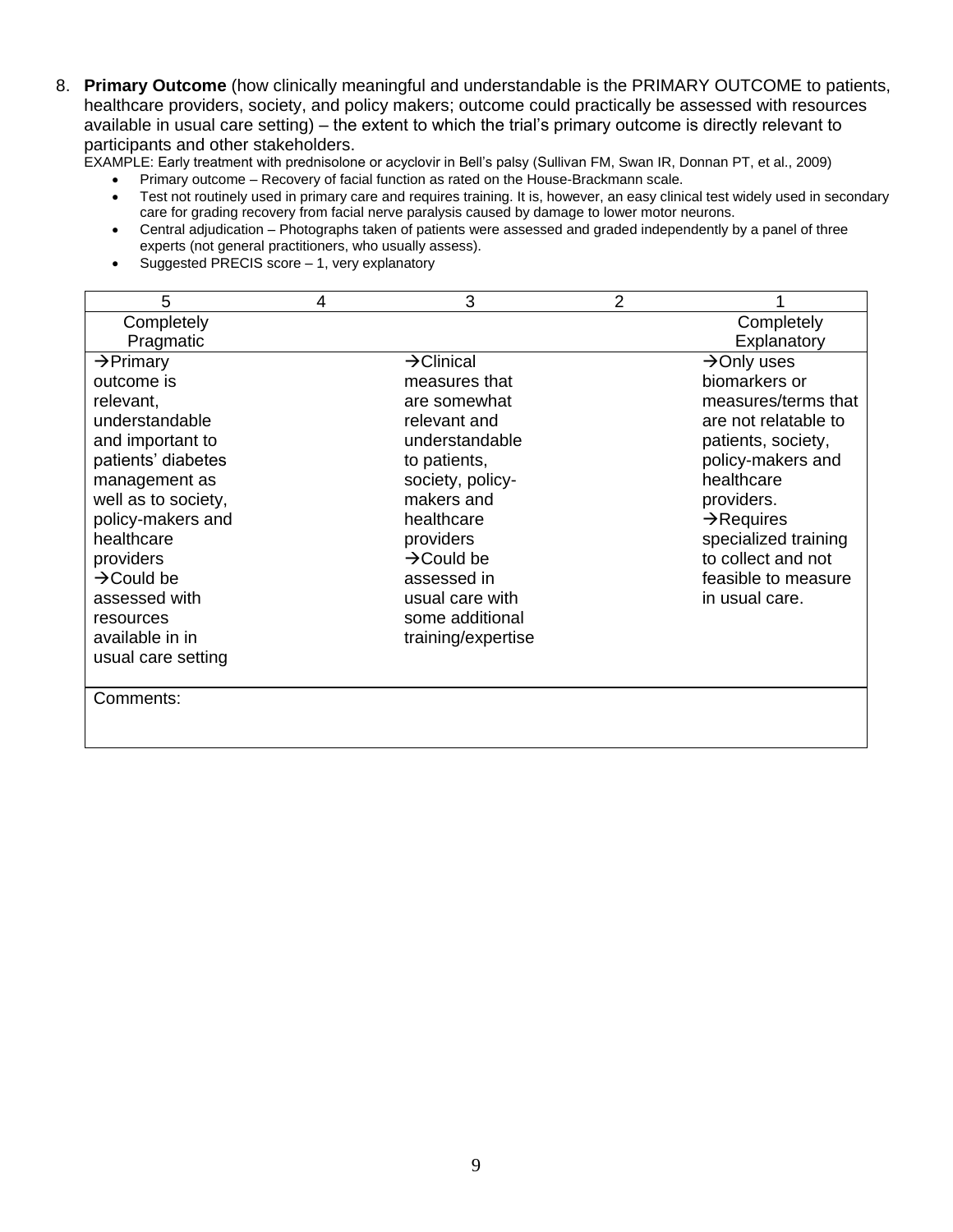8. **Primary Outcome** (how clinically meaningful and understandable is the PRIMARY OUTCOME to patients, healthcare providers, society, and policy makers; outcome could practically be assessed with resources available in usual care setting) – the extent to which the trial's primary outcome is directly relevant to participants and other stakeholders.

EXAMPLE: Early treatment with prednisolone or acyclovir in Bell's palsy (Sullivan FM, Swan IR, Donnan PT, et al., 2009)

- Primary outcome – Recovery of facial function as rated on the House-Brackmann scale.
- Test not routinely used in primary care and requires training. It is, however, an easy clinical test widely used in secondary care for grading recovery from facial nerve paralysis caused by damage to lower motor neurons.
- Central adjudication – Photographs taken of patients were assessed and graded independently by a panel of three experts (not general practitioners, who usually assess).
- Suggested PRECIS score – 1, very explanatory

| 5 | 4 | 3 | 2 | 1 |
|---|---|---|---|---|
| Completely Pragmatic | | | | Completely Explanatory |
| →Primary outcome is relevant, understandable and important to patients' diabetes management as well as to society, policy-makers and healthcare providers →Could be assessed with resources available in in usual care setting | | →Clinical measures that are somewhat relevant and understandable to patients, society, policy-makers and healthcare providers →Could be assessed in usual care with some additional training/expertise | | →Only uses biomarkers or measures/terms that are not relatable to patients, society, policy-makers and healthcare providers. →Requires specialized training to collect and not feasible to measure in usual care. |
| Comments: | | | | |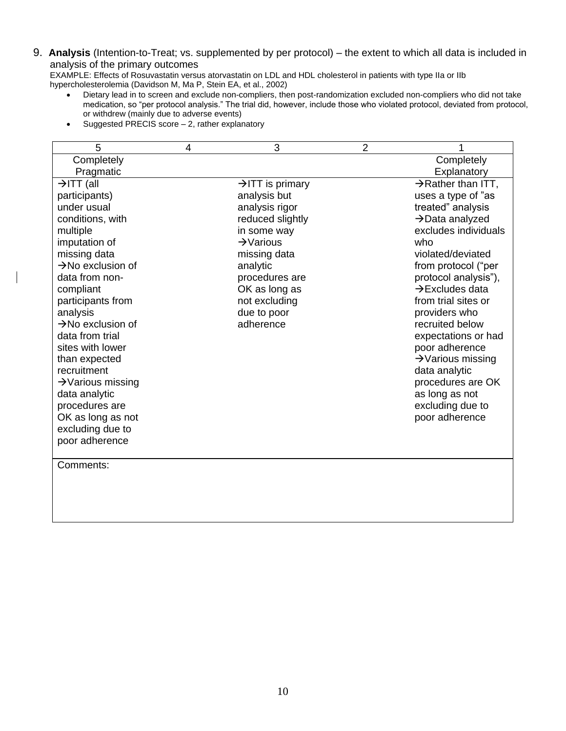9. **Analysis** (Intention-to-Treat; vs. supplemented by per protocol) – the extent to which all data is included in analysis of the primary outcomes

EXAMPLE: Effects of Rosuvastatin versus atorvastatin on LDL and HDL cholesterol in patients with type IIa or IIb hypercholesterolemia (Davidson M, Ma P, Stein EA, et al., 2002)

- Dietary lead in to screen and exclude non-compliers, then post-randomization excluded non-compliers who did not take medication, so "per protocol analysis." The trial did, however, include those who violated protocol, deviated from protocol, or withdrew (mainly due to adverse events)
- Suggested PRECIS score – 2, rather explanatory

| 5 | 4 | 3 | 2 | 1 |
|---|---|---|---|---|
| Completely Pragmatic | | | | Completely Explanatory |
| →ITT (all participants) under usual conditions, with multiple imputation of missing data<br>→No exclusion of data from non-compliant participants from analysis<br>→No exclusion of data from trial sites with lower than expected recruitment<br>→Various missing data analytic procedures are OK as long as not excluding due to poor adherence | | →ITT is primary analysis but analysis rigor reduced slightly in some way<br>→Various missing data analytic procedures are OK as long as not excluding due to poor adherence | | →Rather than ITT, uses a type of "as treated" analysis<br>→Data analyzed excludes individuals who violated/deviated from protocol ("per protocol analysis"),<br>→Excludes data from trial sites or providers who recruited below expectations or had poor adherence<br>→Various missing data analytic procedures are OK as long as not excluding due to poor adherence |
| Comments: | | | | |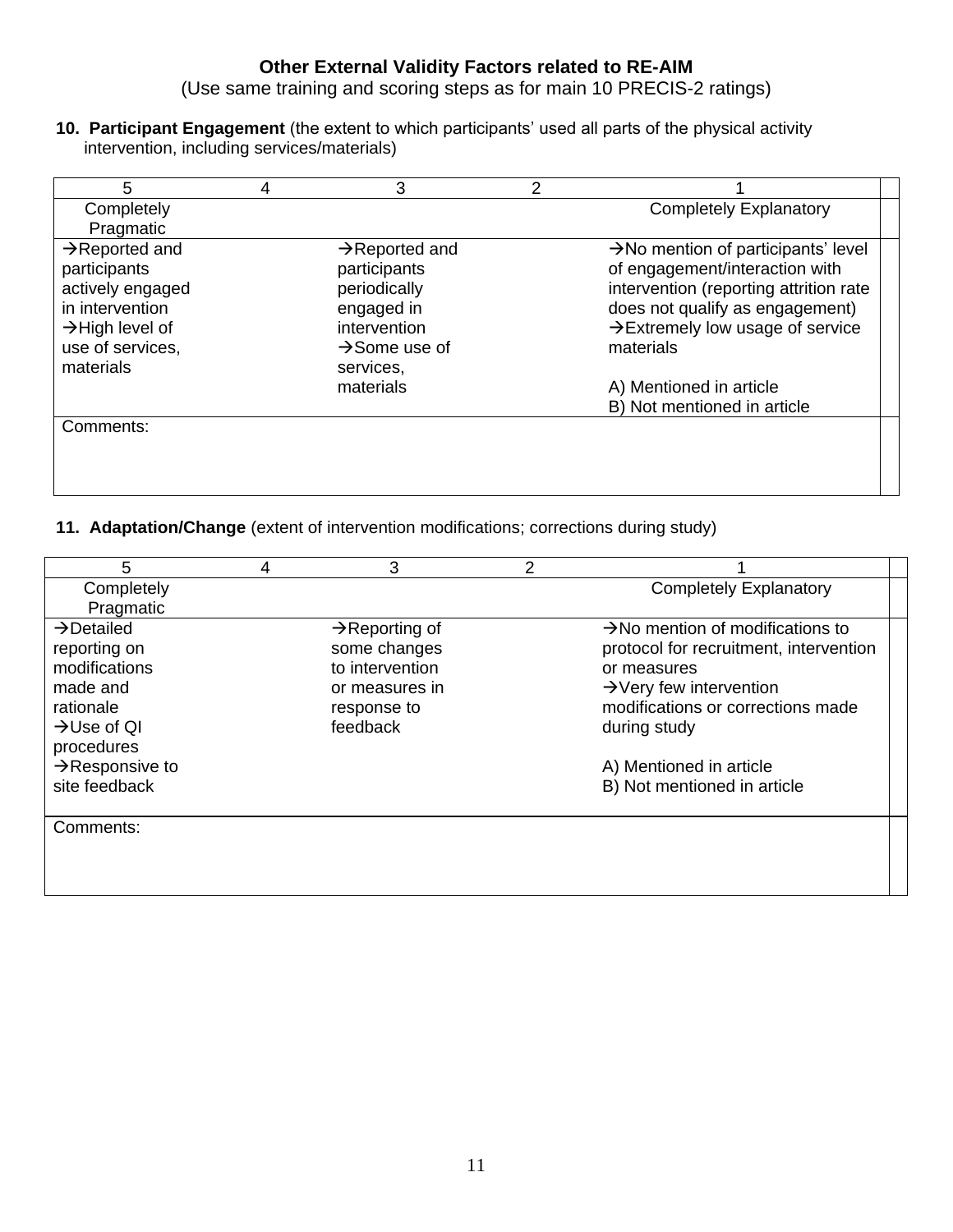## Other External Validity Factors related to RE-AIM

(Use same training and scoring steps as for main 10 PRECIS-2 ratings)

**10. Participant Engagement** (the extent to which participants' used all parts of the physical activity intervention, including services/materials)

| 5 | 4 | 3 | 2 | 1 | |
|---|---|---|---|---|---|
| Completely Pragmatic | | | | Completely Explanatory | |
| →Reported and participants actively engaged in intervention<br>→High level of use of services, materials | | →Reported and participants periodically engaged in intervention<br>→Some use of services, materials | | →No mention of participants' level of engagement/interaction with intervention (reporting attrition rate does not qualify as engagement)<br>→Extremely low usage of service materials<br><br>A) Mentioned in article<br>B) Not mentioned in article | |
| Comments: | | | | | |

**11. Adaptation/Change** (extent of intervention modifications; corrections during study)

| 5 | 4 | 3 | 2 | 1 | |
|---|---|---|---|---|---|
| Completely Pragmatic | | | | Completely Explanatory | |
| →Detailed reporting on modifications made and rationale<br>→Use of QI procedures<br>→Responsive to site feedback | | →Reporting of some changes to intervention or measures in response to feedback | | →No mention of modifications to protocol for recruitment, intervention or measures<br>→Very few intervention modifications or corrections made during study<br><br>A) Mentioned in article<br>B) Not mentioned in article | |
| Comments: | | | | | |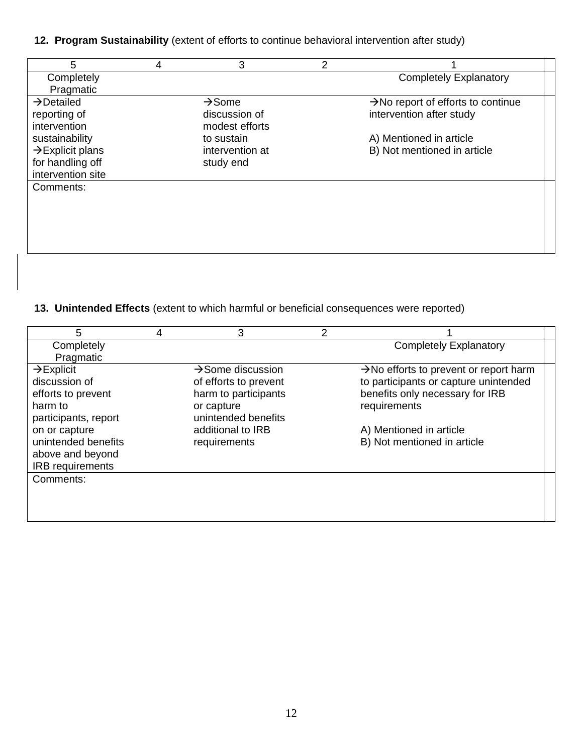**12. Program Sustainability** (extent of efforts to continue behavioral intervention after study)

| 5 | 4 | 3 | 2 | 1 |
|---|---|---|---|---|
| Completely Pragmatic | | | | Completely Explanatory |
| →Detailed reporting of intervention sustainability<br>→Explicit plans for handling off intervention site | | →Some discussion of modest efforts to sustain intervention at study end | | →No report of efforts to continue intervention after study<br><br>A) Mentioned in article<br>B) Not mentioned in article |
| Comments: | | | | |

**13. Unintended Effects** (extent to which harmful or beneficial consequences were reported)

| 5 | 4 | 3 | 2 | 1 |
|---|---|---|---|---|
| Completely Pragmatic | | | | Completely Explanatory |
| →Explicit discussion of efforts to prevent harm to participants, report on or capture unintended benefits above and beyond IRB requirements | | →Some discussion of efforts to prevent harm to participants or capture unintended benefits additional to IRB requirements | | →No efforts to prevent or report harm to participants or capture unintended benefits only necessary for IRB requirements<br><br>A) Mentioned in article<br>B) Not mentioned in article |
| Comments: | | | | |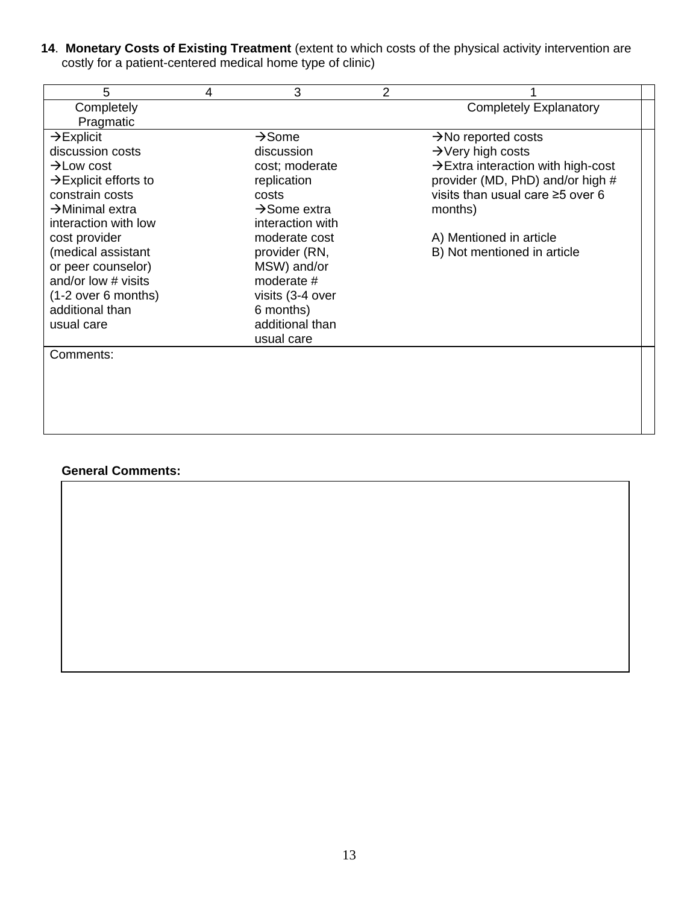**14**. **Monetary Costs of Existing Treatment** (extent to which costs of the physical activity intervention are costly for a patient-centered medical home type of clinic)

| 5 | 4 | 3 | 2 | 1 | |
|---|---|---|---|---|---|
| Completely Pragmatic | | | | Completely Explanatory | |
| →Explicit discussion costs<br>→Low cost<br>→Explicit efforts to constrain costs<br>→Minimal extra interaction with low cost provider (medical assistant or peer counselor) and/or low # visits (1-2 over 6 months) additional than usual care | | →Some discussion cost; moderate replication costs<br>→Some extra interaction with moderate cost provider (RN, MSW) and/or moderate # visits (3-4 over 6 months) additional than usual care | | →No reported costs<br>→Very high costs<br>→Extra interaction with high-cost provider (MD, PhD) and/or high # visits than usual care ≥5 over 6 months)<br><br>A) Mentioned in article<br>B) Not mentioned in article | |
| Comments: | | | | | |

**General Comments:**